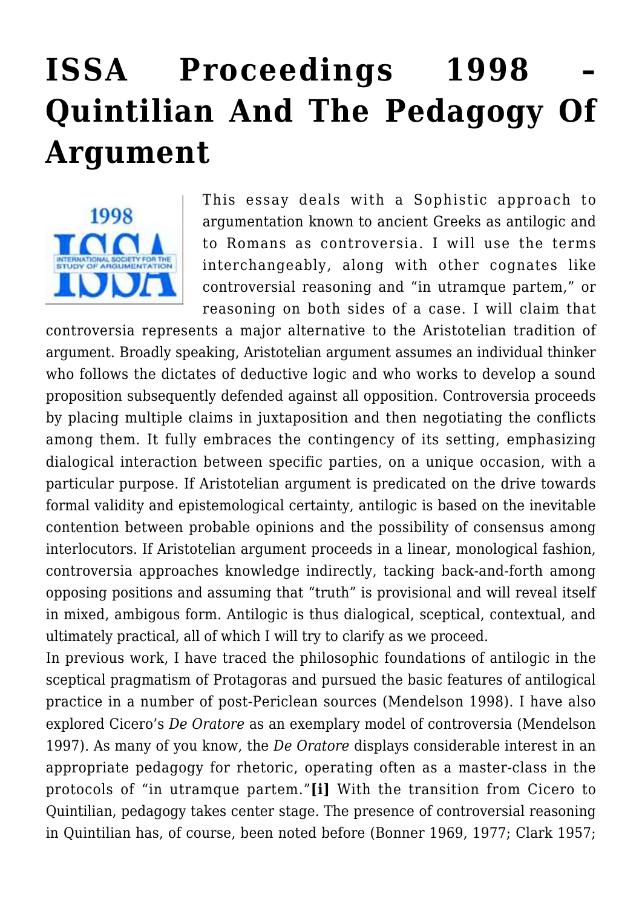# ISSA Proceedings 1998 – Quintilian And The Pedagogy Of Argument

This essay deals with a Sophistic approach to argumentation known to ancient Greeks as antilogic and to Romans as controversia. I will use the terms interchangeably, along with other cognates like controversial reasoning and "in utramque partem," or reasoning on both sides of a case. I will claim that controversia represents a major alternative to the Aristotelian tradition of argument. Broadly speaking, Aristotelian argument assumes an individual thinker who follows the dictates of deductive logic and who works to develop a sound proposition subsequently defended against all opposition. Controversia proceeds by placing multiple claims in juxtaposition and then negotiating the conflicts among them. It fully embraces the contingency of its setting, emphasizing dialogical interaction between specific parties, on a unique occasion, with a particular purpose. If Aristotelian argument is predicated on the drive towards formal validity and epistemological certainty, antilogic is based on the inevitable contention between probable opinions and the possibility of consensus among interlocutors. If Aristotelian argument proceeds in a linear, monological fashion, controversia approaches knowledge indirectly, tacking back-and-forth among opposing positions and assuming that "truth" is provisional and will reveal itself in mixed, ambigous form. Antilogic is thus dialogical, sceptical, contextual, and ultimately practical, all of which I will try to clarify as we proceed.

In previous work, I have traced the philosophic foundations of antilogic in the sceptical pragmatism of Protagoras and pursued the basic features of antilogical practice in a number of post-Periclean sources (Mendelson 1998). I have also explored Cicero's *De Oratore* as an exemplary model of controversia (Mendelson 1997). As many of you know, the *De Oratore* displays considerable interest in an appropriate pedagogy for rhetoric, operating often as a master-class in the protocols of "in utramque partem."**[i]** With the transition from Cicero to Quintilian, pedagogy takes center stage. The presence of controversial reasoning in Quintilian has, of course, been noted before (Bonner 1969, 1977; Clark 1957;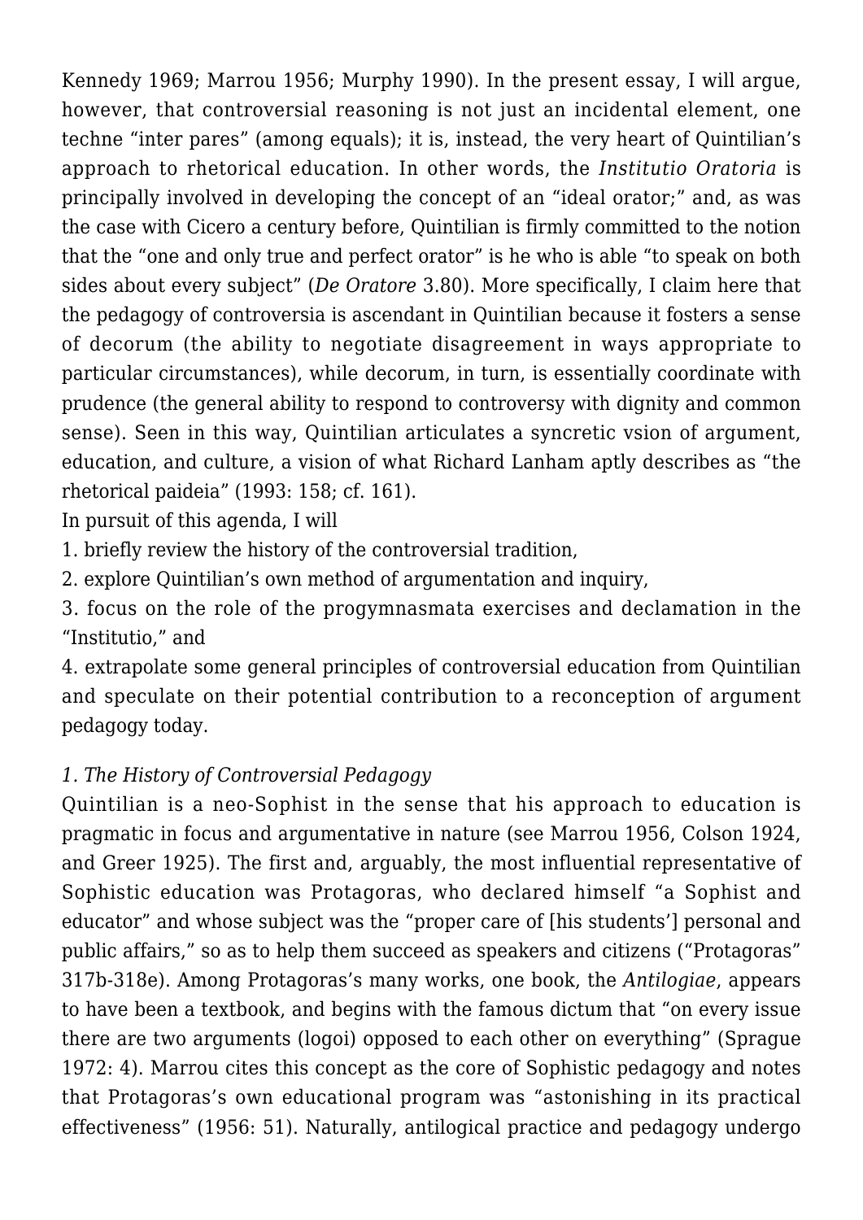Kennedy 1969; Marrou 1956; Murphy 1990). In the present essay, I will argue, however, that controversial reasoning is not just an incidental element, one techne "inter pares" (among equals); it is, instead, the very heart of Quintilian's approach to rhetorical education. In other words, the *Institutio Oratoria* is principally involved in developing the concept of an "ideal orator;" and, as was the case with Cicero a century before, Quintilian is firmly committed to the notion that the "one and only true and perfect orator" is he who is able "to speak on both sides about every subject" (*De Oratore* 3.80). More specifically, I claim here that the pedagogy of controversia is ascendant in Quintilian because it fosters a sense of decorum (the ability to negotiate disagreement in ways appropriate to particular circumstances), while decorum, in turn, is essentially coordinate with prudence (the general ability to respond to controversy with dignity and common sense). Seen in this way, Quintilian articulates a syncretic vsion of argument, education, and culture, a vision of what Richard Lanham aptly describes as "the rhetorical paideia" (1993: 158; cf. 161).

In pursuit of this agenda, I will

1. briefly review the history of the controversial tradition,
2. explore Quintilian's own method of argumentation and inquiry,
3. focus on the role of the progymnasmata exercises and declamation in the "Institutio," and
4. extrapolate some general principles of controversial education from Quintilian and speculate on their potential contribution to a reconception of argument pedagogy today.

*1. The History of Controversial Pedagogy*

Quintilian is a neo-Sophist in the sense that his approach to education is pragmatic in focus and argumentative in nature (see Marrou 1956, Colson 1924, and Greer 1925). The first and, arguably, the most influential representative of Sophistic education was Protagoras, who declared himself "a Sophist and educator" and whose subject was the "proper care of [his students'] personal and public affairs," so as to help them succeed as speakers and citizens ("Protagoras" 317b-318e). Among Protagoras's many works, one book, the *Antilogiae*, appears to have been a textbook, and begins with the famous dictum that "on every issue there are two arguments (logoi) opposed to each other on everything" (Sprague 1972: 4). Marrou cites this concept as the core of Sophistic pedagogy and notes that Protagoras's own educational program was "astonishing in its practical effectiveness" (1956: 51). Naturally, antilogical practice and pedagogy undergo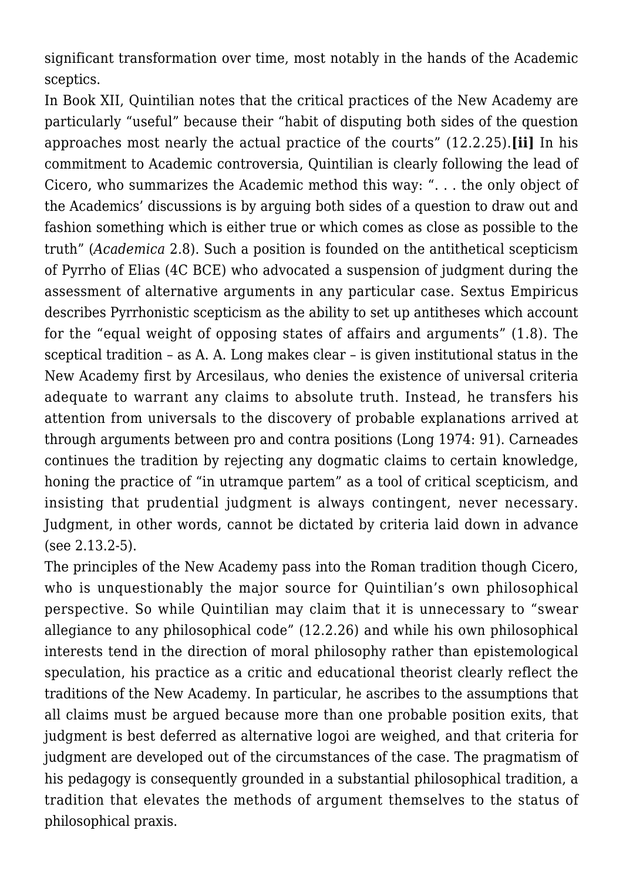significant transformation over time, most notably in the hands of the Academic sceptics.

In Book XII, Quintilian notes that the critical practices of the New Academy are particularly "useful" because their "habit of disputing both sides of the question approaches most nearly the actual practice of the courts" (12.2.25).**[ii]** In his commitment to Academic controversia, Quintilian is clearly following the lead of Cicero, who summarizes the Academic method this way: ". . . the only object of the Academics' discussions is by arguing both sides of a question to draw out and fashion something which is either true or which comes as close as possible to the truth" (*Academica* 2.8). Such a position is founded on the antithetical scepticism of Pyrrho of Elias (4C BCE) who advocated a suspension of judgment during the assessment of alternative arguments in any particular case. Sextus Empiricus describes Pyrrhonistic scepticism as the ability to set up antitheses which account for the "equal weight of opposing states of affairs and arguments" (1.8). The sceptical tradition – as A. A. Long makes clear – is given institutional status in the New Academy first by Arcesilaus, who denies the existence of universal criteria adequate to warrant any claims to absolute truth. Instead, he transfers his attention from universals to the discovery of probable explanations arrived at through arguments between pro and contra positions (Long 1974: 91). Carneades continues the tradition by rejecting any dogmatic claims to certain knowledge, honing the practice of "in utramque partem" as a tool of critical scepticism, and insisting that prudential judgment is always contingent, never necessary. Judgment, in other words, cannot be dictated by criteria laid down in advance (see 2.13.2-5).

The principles of the New Academy pass into the Roman tradition though Cicero, who is unquestionably the major source for Quintilian's own philosophical perspective. So while Quintilian may claim that it is unnecessary to "swear allegiance to any philosophical code" (12.2.26) and while his own philosophical interests tend in the direction of moral philosophy rather than epistemological speculation, his practice as a critic and educational theorist clearly reflect the traditions of the New Academy. In particular, he ascribes to the assumptions that all claims must be argued because more than one probable position exits, that judgment is best deferred as alternative logoi are weighed, and that criteria for judgment are developed out of the circumstances of the case. The pragmatism of his pedagogy is consequently grounded in a substantial philosophical tradition, a tradition that elevates the methods of argument themselves to the status of philosophical praxis.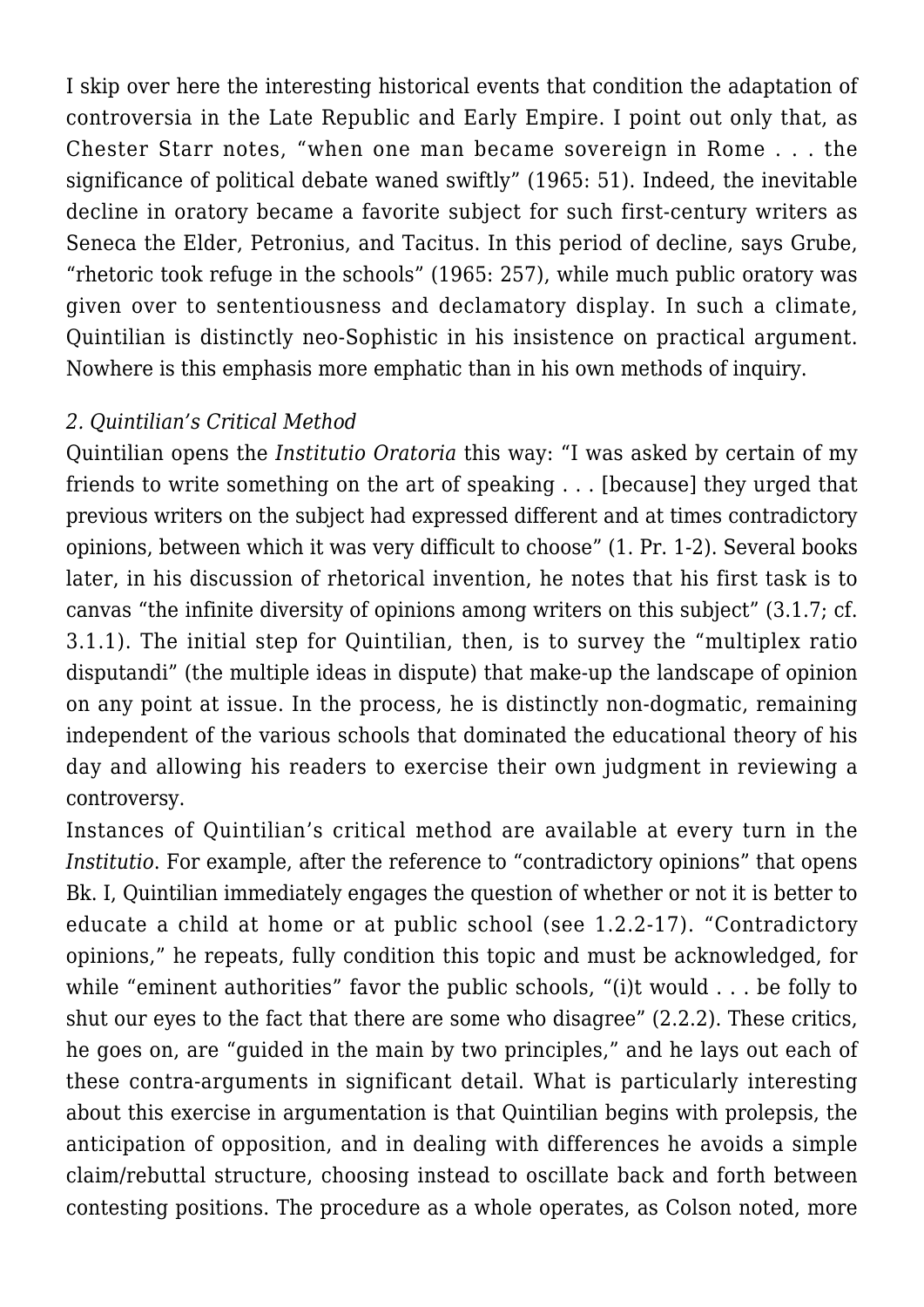I skip over here the interesting historical events that condition the adaptation of controversia in the Late Republic and Early Empire. I point out only that, as Chester Starr notes, "when one man became sovereign in Rome . . . the significance of political debate waned swiftly" (1965: 51). Indeed, the inevitable decline in oratory became a favorite subject for such first-century writers as Seneca the Elder, Petronius, and Tacitus. In this period of decline, says Grube, "rhetoric took refuge in the schools" (1965: 257), while much public oratory was given over to sententiousness and declamatory display. In such a climate, Quintilian is distinctly neo-Sophistic in his insistence on practical argument. Nowhere is this emphasis more emphatic than in his own methods of inquiry.

*2. Quintilian's Critical Method*

Quintilian opens the *Institutio Oratoria* this way: "I was asked by certain of my friends to write something on the art of speaking . . . [because] they urged that previous writers on the subject had expressed different and at times contradictory opinions, between which it was very difficult to choose" (1. Pr. 1-2). Several books later, in his discussion of rhetorical invention, he notes that his first task is to canvas "the infinite diversity of opinions among writers on this subject" (3.1.7; cf. 3.1.1). The initial step for Quintilian, then, is to survey the "multiplex ratio disputandi" (the multiple ideas in dispute) that make-up the landscape of opinion on any point at issue. In the process, he is distinctly non-dogmatic, remaining independent of the various schools that dominated the educational theory of his day and allowing his readers to exercise their own judgment in reviewing a controversy.

Instances of Quintilian's critical method are available at every turn in the *Institutio*. For example, after the reference to "contradictory opinions" that opens Bk. I, Quintilian immediately engages the question of whether or not it is better to educate a child at home or at public school (see 1.2.2-17). "Contradictory opinions," he repeats, fully condition this topic and must be acknowledged, for while "eminent authorities" favor the public schools, "(i)t would . . . be folly to shut our eyes to the fact that there are some who disagree" (2.2.2). These critics, he goes on, are "guided in the main by two principles," and he lays out each of these contra-arguments in significant detail. What is particularly interesting about this exercise in argumentation is that Quintilian begins with prolepsis, the anticipation of opposition, and in dealing with differences he avoids a simple claim/rebuttal structure, choosing instead to oscillate back and forth between contesting positions. The procedure as a whole operates, as Colson noted, more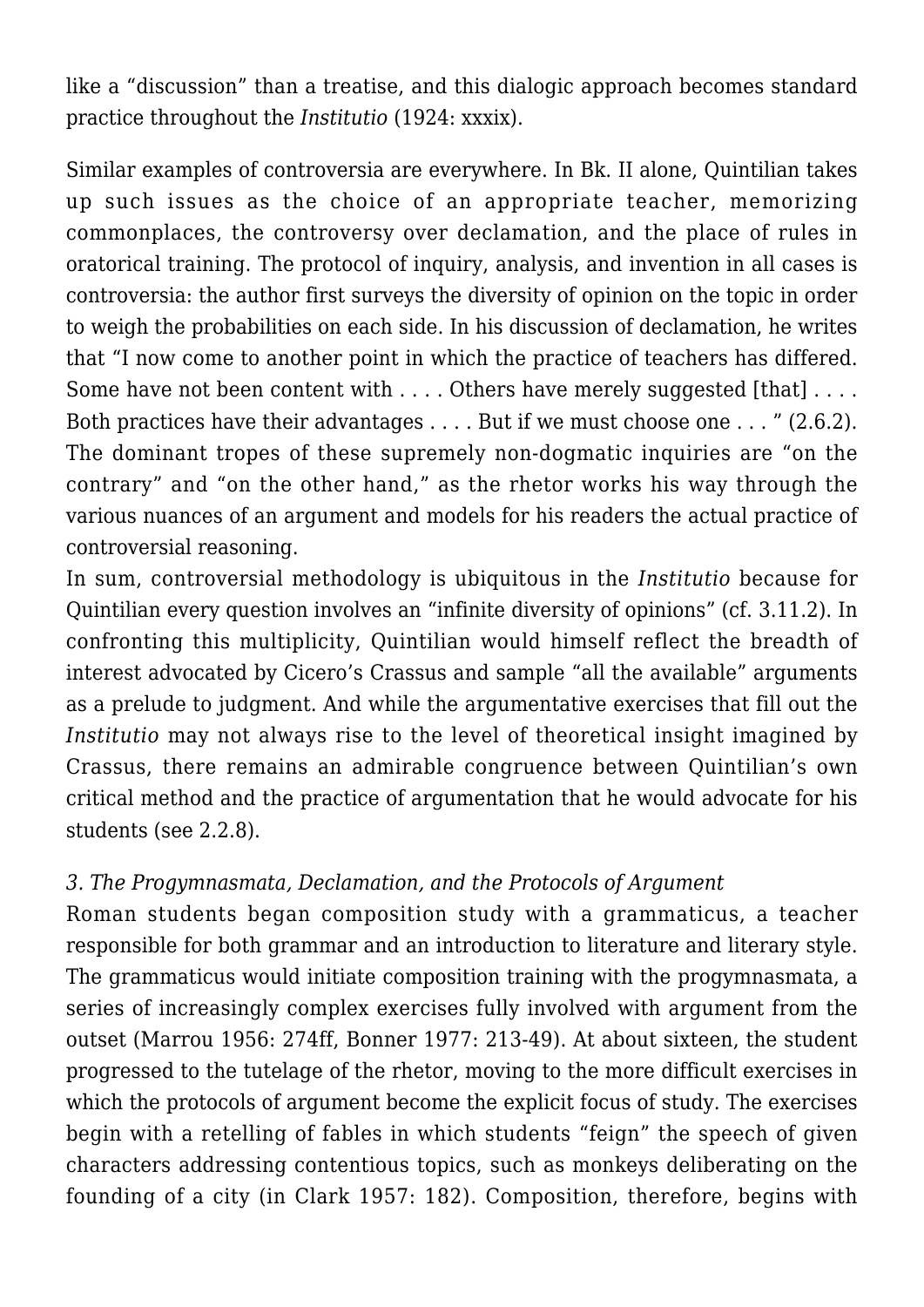like a "discussion" than a treatise, and this dialogic approach becomes standard practice throughout the *Institutio* (1924: xxxix).

Similar examples of controversia are everywhere. In Bk. II alone, Quintilian takes up such issues as the choice of an appropriate teacher, memorizing commonplaces, the controversy over declamation, and the place of rules in oratorical training. The protocol of inquiry, analysis, and invention in all cases is controversia: the author first surveys the diversity of opinion on the topic in order to weigh the probabilities on each side. In his discussion of declamation, he writes that "I now come to another point in which the practice of teachers has differed. Some have not been content with . . . . Others have merely suggested [that] . . . . Both practices have their advantages . . . . But if we must choose one . . . " (2.6.2). The dominant tropes of these supremely non-dogmatic inquiries are "on the contrary" and "on the other hand," as the rhetor works his way through the various nuances of an argument and models for his readers the actual practice of controversial reasoning.

In sum, controversial methodology is ubiquitous in the *Institutio* because for Quintilian every question involves an "infinite diversity of opinions" (cf. 3.11.2). In confronting this multiplicity, Quintilian would himself reflect the breadth of interest advocated by Cicero's Crassus and sample "all the available" arguments as a prelude to judgment. And while the argumentative exercises that fill out the *Institutio* may not always rise to the level of theoretical insight imagined by Crassus, there remains an admirable congruence between Quintilian's own critical method and the practice of argumentation that he would advocate for his students (see 2.2.8).

### *3. The Progymnasmata, Declamation, and the Protocols of Argument*

Roman students began composition study with a grammaticus, a teacher responsible for both grammar and an introduction to literature and literary style. The grammaticus would initiate composition training with the progymnasmata, a series of increasingly complex exercises fully involved with argument from the outset (Marrou 1956: 274ff, Bonner 1977: 213-49). At about sixteen, the student progressed to the tutelage of the rhetor, moving to the more difficult exercises in which the protocols of argument become the explicit focus of study. The exercises begin with a retelling of fables in which students "feign" the speech of given characters addressing contentious topics, such as monkeys deliberating on the founding of a city (in Clark 1957: 182). Composition, therefore, begins with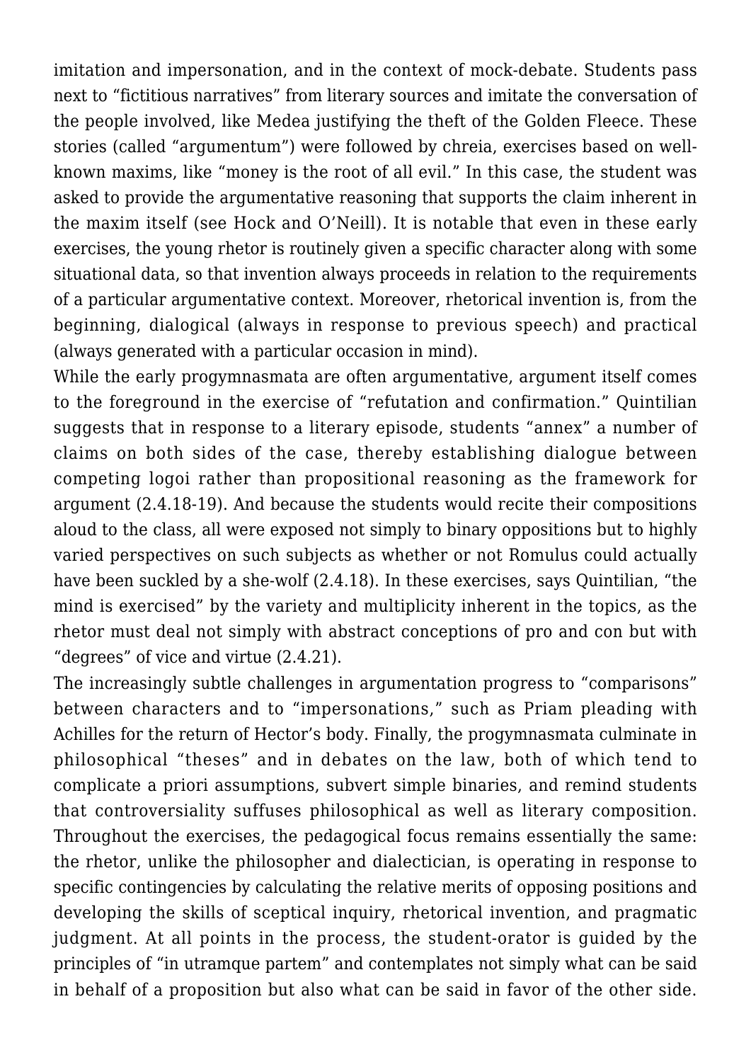imitation and impersonation, and in the context of mock-debate. Students pass next to “fictitious narratives” from literary sources and imitate the conversation of the people involved, like Medea justifying the theft of the Golden Fleece. These stories (called “argumentum”) were followed by chreia, exercises based on well-known maxims, like “money is the root of all evil.” In this case, the student was asked to provide the argumentative reasoning that supports the claim inherent in the maxim itself (see Hock and O’Neill). It is notable that even in these early exercises, the young rhetor is routinely given a specific character along with some situational data, so that invention always proceeds in relation to the requirements of a particular argumentative context. Moreover, rhetorical invention is, from the beginning, dialogical (always in response to previous speech) and practical (always generated with a particular occasion in mind).

While the early progymnasmata are often argumentative, argument itself comes to the foreground in the exercise of “refutation and confirmation.” Quintilian suggests that in response to a literary episode, students “annex” a number of claims on both sides of the case, thereby establishing dialogue between competing logoi rather than propositional reasoning as the framework for argument (2.4.18-19). And because the students would recite their compositions aloud to the class, all were exposed not simply to binary oppositions but to highly varied perspectives on such subjects as whether or not Romulus could actually have been suckled by a she-wolf (2.4.18). In these exercises, says Quintilian, “the mind is exercised” by the variety and multiplicity inherent in the topics, as the rhetor must deal not simply with abstract conceptions of pro and con but with “degrees” of vice and virtue (2.4.21).

The increasingly subtle challenges in argumentation progress to “comparisons” between characters and to “impersonations,” such as Priam pleading with Achilles for the return of Hector’s body. Finally, the progymnasmata culminate in philosophical “theses” and in debates on the law, both of which tend to complicate a priori assumptions, subvert simple binaries, and remind students that controversiality suffuses philosophical as well as literary composition. Throughout the exercises, the pedagogical focus remains essentially the same: the rhetor, unlike the philosopher and dialectician, is operating in response to specific contingencies by calculating the relative merits of opposing positions and developing the skills of sceptical inquiry, rhetorical invention, and pragmatic judgment. At all points in the process, the student-orator is guided by the principles of “in utramque partem” and contemplates not simply what can be said in behalf of a proposition but also what can be said in favor of the other side.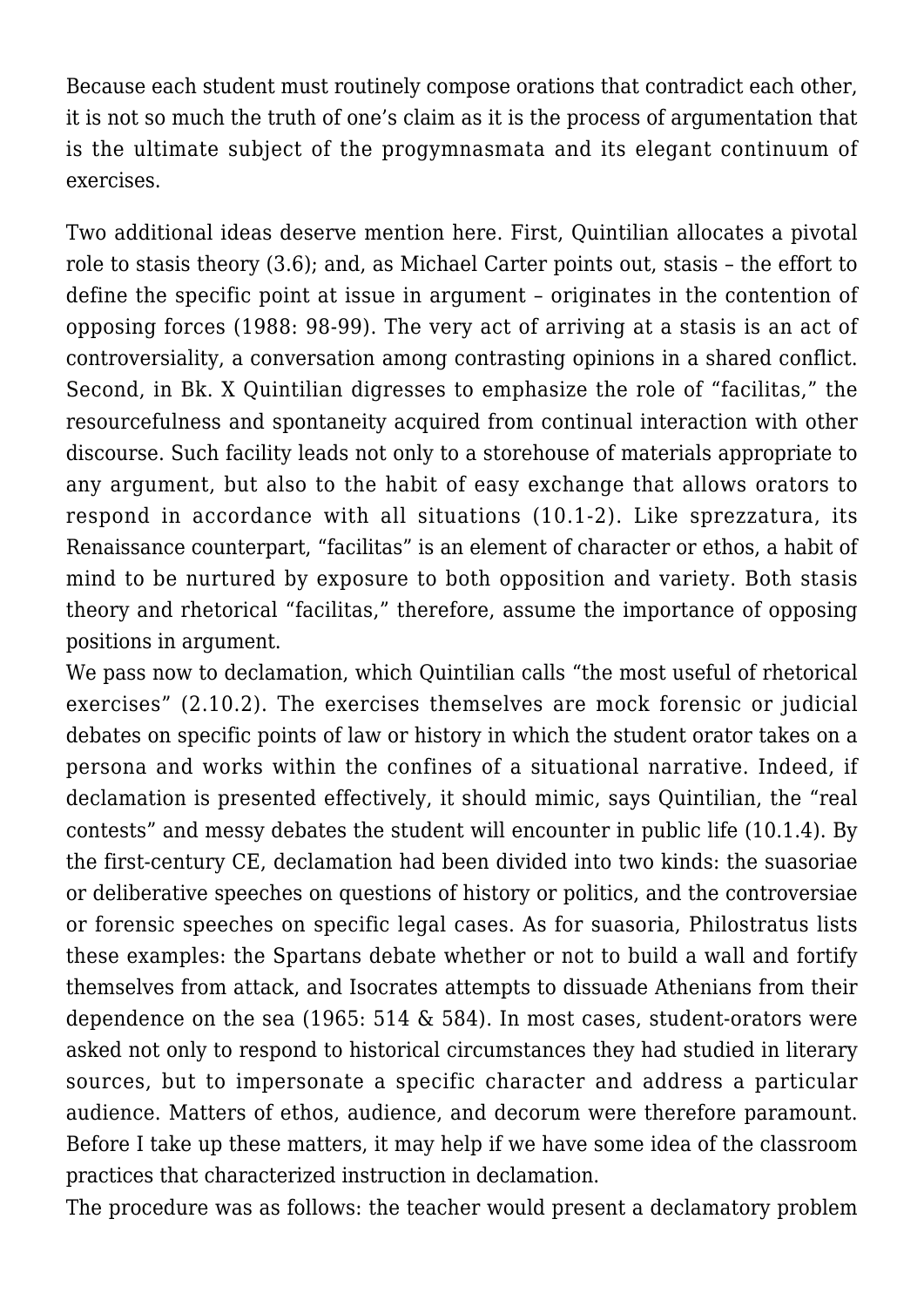Because each student must routinely compose orations that contradict each other, it is not so much the truth of one's claim as it is the process of argumentation that is the ultimate subject of the progymnasmata and its elegant continuum of exercises.

Two additional ideas deserve mention here. First, Quintilian allocates a pivotal role to stasis theory (3.6); and, as Michael Carter points out, stasis – the effort to define the specific point at issue in argument – originates in the contention of opposing forces (1988: 98-99). The very act of arriving at a stasis is an act of controversiality, a conversation among contrasting opinions in a shared conflict. Second, in Bk. X Quintilian digresses to emphasize the role of "facilitas," the resourcefulness and spontaneity acquired from continual interaction with other discourse. Such facility leads not only to a storehouse of materials appropriate to any argument, but also to the habit of easy exchange that allows orators to respond in accordance with all situations (10.1-2). Like sprezzatura, its Renaissance counterpart, "facilitas" is an element of character or ethos, a habit of mind to be nurtured by exposure to both opposition and variety. Both stasis theory and rhetorical "facilitas," therefore, assume the importance of opposing positions in argument.

We pass now to declamation, which Quintilian calls "the most useful of rhetorical exercises" (2.10.2). The exercises themselves are mock forensic or judicial debates on specific points of law or history in which the student orator takes on a persona and works within the confines of a situational narrative. Indeed, if declamation is presented effectively, it should mimic, says Quintilian, the "real contests" and messy debates the student will encounter in public life (10.1.4). By the first-century CE, declamation had been divided into two kinds: the suasoriae or deliberative speeches on questions of history or politics, and the controversiae or forensic speeches on specific legal cases. As for suasoria, Philostratus lists these examples: the Spartans debate whether or not to build a wall and fortify themselves from attack, and Isocrates attempts to dissuade Athenians from their dependence on the sea (1965: 514 & 584). In most cases, student-orators were asked not only to respond to historical circumstances they had studied in literary sources, but to impersonate a specific character and address a particular audience. Matters of ethos, audience, and decorum were therefore paramount. Before I take up these matters, it may help if we have some idea of the classroom practices that characterized instruction in declamation.

The procedure was as follows: the teacher would present a declamatory problem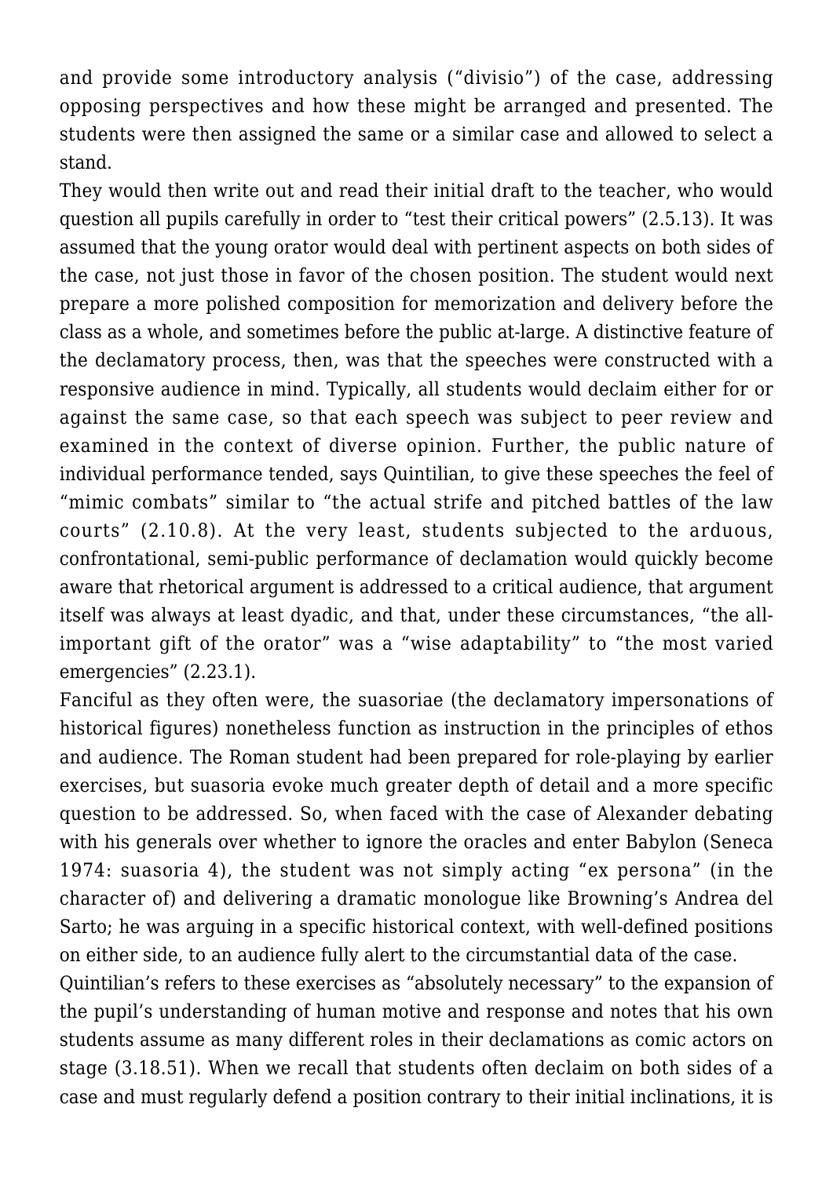and provide some introductory analysis (“divisio”) of the case, addressing opposing perspectives and how these might be arranged and presented. The students were then assigned the same or a similar case and allowed to select a stand.

They would then write out and read their initial draft to the teacher, who would question all pupils carefully in order to “test their critical powers” (2.5.13). It was assumed that the young orator would deal with pertinent aspects on both sides of the case, not just those in favor of the chosen position. The student would next prepare a more polished composition for memorization and delivery before the class as a whole, and sometimes before the public at-large. A distinctive feature of the declamatory process, then, was that the speeches were constructed with a responsive audience in mind. Typically, all students would declaim either for or against the same case, so that each speech was subject to peer review and examined in the context of diverse opinion. Further, the public nature of individual performance tended, says Quintilian, to give these speeches the feel of “mimic combats” similar to “the actual strife and pitched battles of the law courts” (2.10.8). At the very least, students subjected to the arduous, confrontational, semi-public performance of declamation would quickly become aware that rhetorical argument is addressed to a critical audience, that argument itself was always at least dyadic, and that, under these circumstances, “the all-important gift of the orator” was a “wise adaptability” to “the most varied emergencies” (2.23.1).

Fanciful as they often were, the suasoriae (the declamatory impersonations of historical figures) nonetheless function as instruction in the principles of ethos and audience. The Roman student had been prepared for role-playing by earlier exercises, but suasoria evoke much greater depth of detail and a more specific question to be addressed. So, when faced with the case of Alexander debating with his generals over whether to ignore the oracles and enter Babylon (Seneca 1974: suasoria 4), the student was not simply acting “ex persona” (in the character of) and delivering a dramatic monologue like Browning’s Andrea del Sarto; he was arguing in a specific historical context, with well-defined positions on either side, to an audience fully alert to the circumstantial data of the case.

Quintilian’s refers to these exercises as “absolutely necessary” to the expansion of the pupil’s understanding of human motive and response and notes that his own students assume as many different roles in their declamations as comic actors on stage (3.18.51). When we recall that students often declaim on both sides of a case and must regularly defend a position contrary to their initial inclinations, it is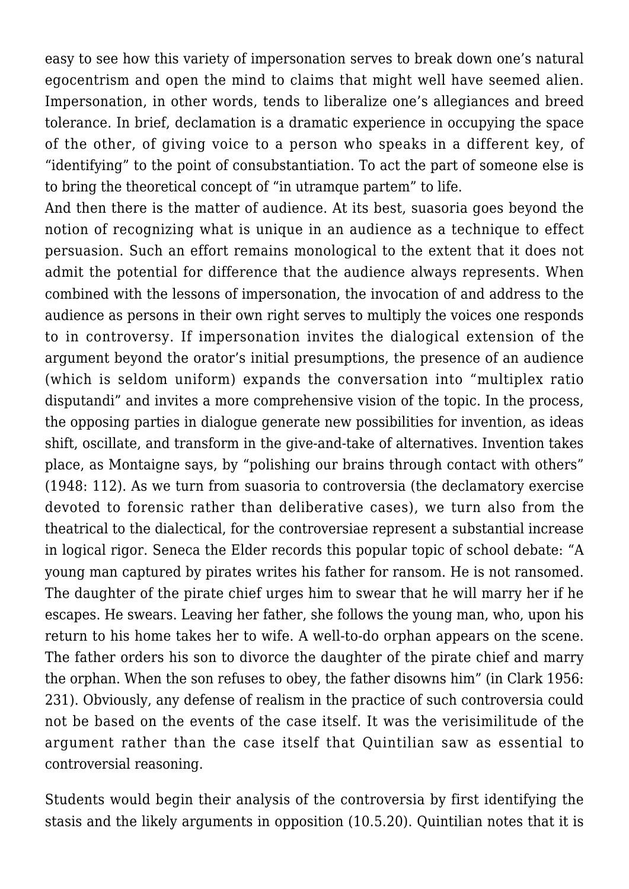easy to see how this variety of impersonation serves to break down one's natural egocentrism and open the mind to claims that might well have seemed alien. Impersonation, in other words, tends to liberalize one's allegiances and breed tolerance. In brief, declamation is a dramatic experience in occupying the space of the other, of giving voice to a person who speaks in a different key, of "identifying" to the point of consubstantiation. To act the part of someone else is to bring the theoretical concept of "in utramque partem" to life.

And then there is the matter of audience. At its best, suasoria goes beyond the notion of recognizing what is unique in an audience as a technique to effect persuasion. Such an effort remains monological to the extent that it does not admit the potential for difference that the audience always represents. When combined with the lessons of impersonation, the invocation of and address to the audience as persons in their own right serves to multiply the voices one responds to in controversy. If impersonation invites the dialogical extension of the argument beyond the orator's initial presumptions, the presence of an audience (which is seldom uniform) expands the conversation into "multiplex ratio disputandi" and invites a more comprehensive vision of the topic. In the process, the opposing parties in dialogue generate new possibilities for invention, as ideas shift, oscillate, and transform in the give-and-take of alternatives. Invention takes place, as Montaigne says, by "polishing our brains through contact with others" (1948: 112). As we turn from suasoria to controversia (the declamatory exercise devoted to forensic rather than deliberative cases), we turn also from the theatrical to the dialectical, for the controversiae represent a substantial increase in logical rigor. Seneca the Elder records this popular topic of school debate: "A young man captured by pirates writes his father for ransom. He is not ransomed. The daughter of the pirate chief urges him to swear that he will marry her if he escapes. He swears. Leaving her father, she follows the young man, who, upon his return to his home takes her to wife. A well-to-do orphan appears on the scene. The father orders his son to divorce the daughter of the pirate chief and marry the orphan. When the son refuses to obey, the father disowns him" (in Clark 1956: 231). Obviously, any defense of realism in the practice of such controversia could not be based on the events of the case itself. It was the verisimilitude of the argument rather than the case itself that Quintilian saw as essential to controversial reasoning.

Students would begin their analysis of the controversia by first identifying the stasis and the likely arguments in opposition (10.5.20). Quintilian notes that it is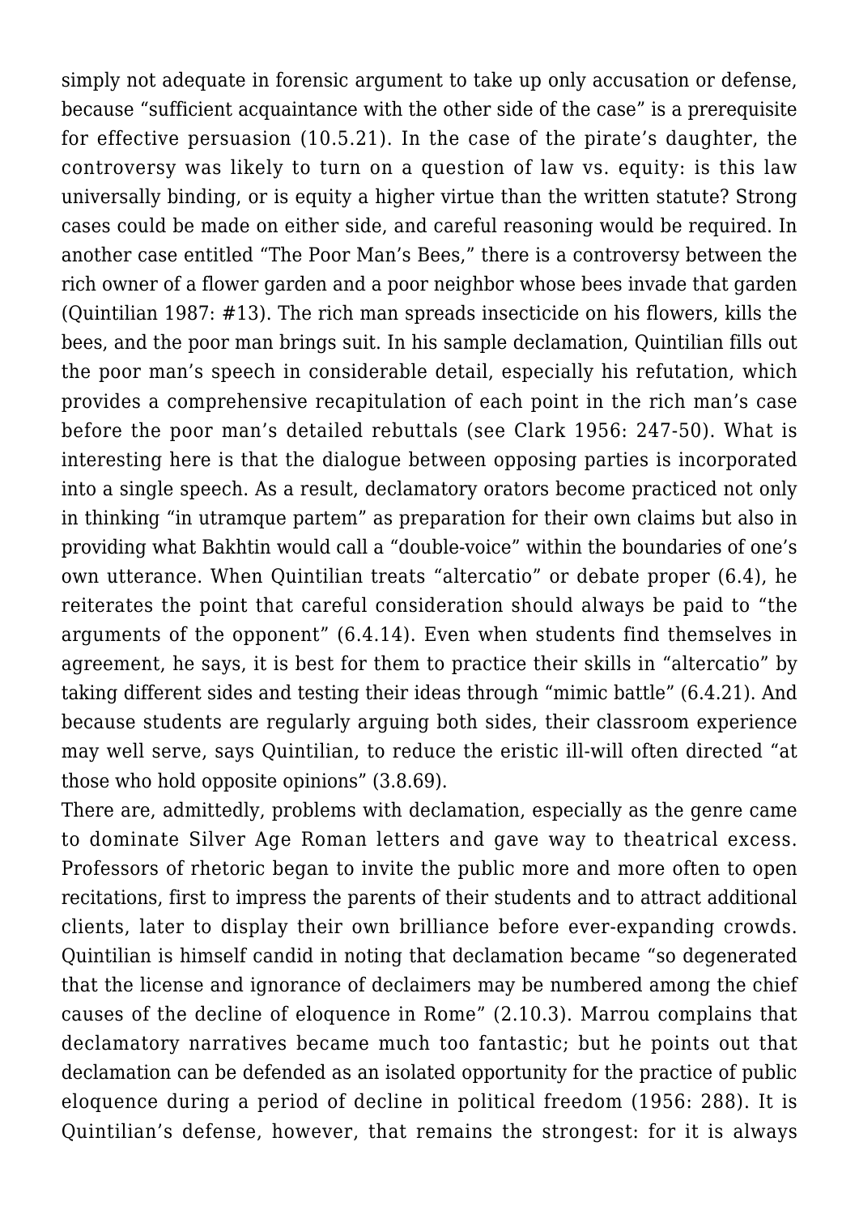simply not adequate in forensic argument to take up only accusation or defense, because "sufficient acquaintance with the other side of the case" is a prerequisite for effective persuasion (10.5.21). In the case of the pirate's daughter, the controversy was likely to turn on a question of law vs. equity: is this law universally binding, or is equity a higher virtue than the written statute? Strong cases could be made on either side, and careful reasoning would be required. In another case entitled "The Poor Man's Bees," there is a controversy between the rich owner of a flower garden and a poor neighbor whose bees invade that garden (Quintilian 1987: #13). The rich man spreads insecticide on his flowers, kills the bees, and the poor man brings suit. In his sample declamation, Quintilian fills out the poor man's speech in considerable detail, especially his refutation, which provides a comprehensive recapitulation of each point in the rich man's case before the poor man's detailed rebuttals (see Clark 1956: 247-50). What is interesting here is that the dialogue between opposing parties is incorporated into a single speech. As a result, declamatory orators become practiced not only in thinking "in utramque partem" as preparation for their own claims but also in providing what Bakhtin would call a "double-voice" within the boundaries of one's own utterance. When Quintilian treats "altercatio" or debate proper (6.4), he reiterates the point that careful consideration should always be paid to "the arguments of the opponent" (6.4.14). Even when students find themselves in agreement, he says, it is best for them to practice their skills in "altercatio" by taking different sides and testing their ideas through "mimic battle" (6.4.21). And because students are regularly arguing both sides, their classroom experience may well serve, says Quintilian, to reduce the eristic ill-will often directed "at those who hold opposite opinions" (3.8.69).

There are, admittedly, problems with declamation, especially as the genre came to dominate Silver Age Roman letters and gave way to theatrical excess. Professors of rhetoric began to invite the public more and more often to open recitations, first to impress the parents of their students and to attract additional clients, later to display their own brilliance before ever-expanding crowds. Quintilian is himself candid in noting that declamation became "so degenerated that the license and ignorance of declaimers may be numbered among the chief causes of the decline of eloquence in Rome" (2.10.3). Marrou complains that declamatory narratives became much too fantastic; but he points out that declamation can be defended as an isolated opportunity for the practice of public eloquence during a period of decline in political freedom (1956: 288). It is Quintilian's defense, however, that remains the strongest: for it is always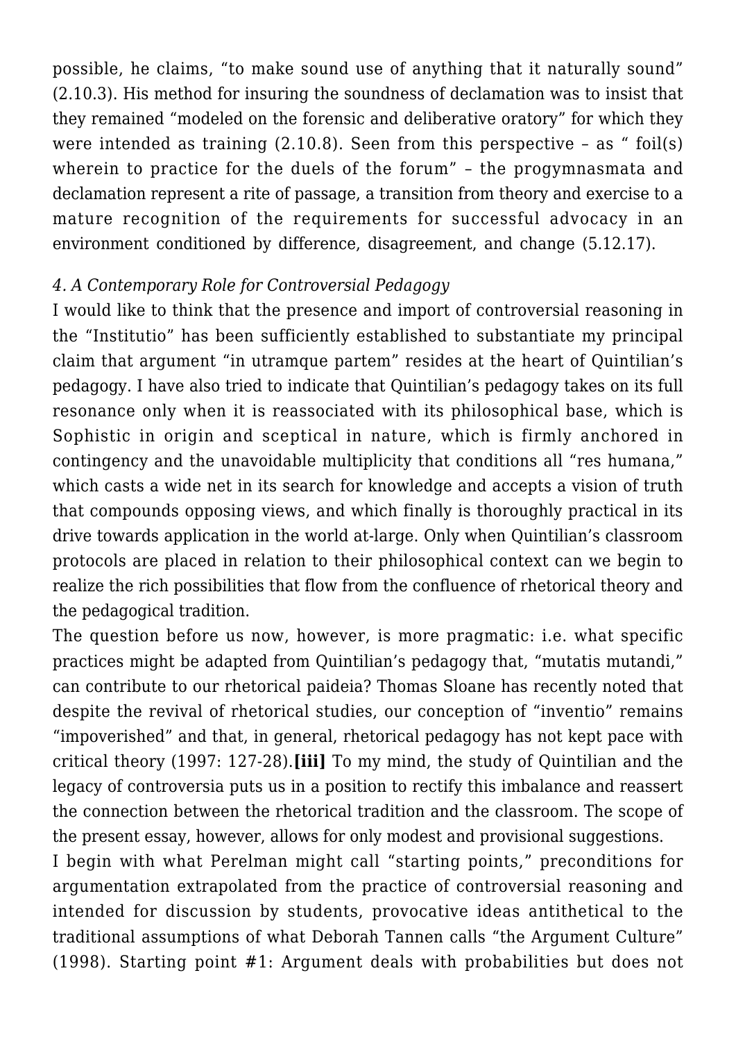possible, he claims, "to make sound use of anything that it naturally sound" (2.10.3). His method for insuring the soundness of declamation was to insist that they remained "modeled on the forensic and deliberative oratory" for which they were intended as training (2.10.8). Seen from this perspective – as " foil(s) wherein to practice for the duels of the forum" – the progymnasmata and declamation represent a rite of passage, a transition from theory and exercise to a mature recognition of the requirements for successful advocacy in an environment conditioned by difference, disagreement, and change (5.12.17).

### *4. A Contemporary Role for Controversial Pedagogy*

I would like to think that the presence and import of controversial reasoning in the "Institutio" has been sufficiently established to substantiate my principal claim that argument "in utramque partem" resides at the heart of Quintilian's pedagogy. I have also tried to indicate that Quintilian's pedagogy takes on its full resonance only when it is reassociated with its philosophical base, which is Sophistic in origin and sceptical in nature, which is firmly anchored in contingency and the unavoidable multiplicity that conditions all "res humana," which casts a wide net in its search for knowledge and accepts a vision of truth that compounds opposing views, and which finally is thoroughly practical in its drive towards application in the world at-large. Only when Quintilian's classroom protocols are placed in relation to their philosophical context can we begin to realize the rich possibilities that flow from the confluence of rhetorical theory and the pedagogical tradition.

The question before us now, however, is more pragmatic: i.e. what specific practices might be adapted from Quintilian's pedagogy that, "mutatis mutandi," can contribute to our rhetorical paideia? Thomas Sloane has recently noted that despite the revival of rhetorical studies, our conception of "inventio" remains "impoverished" and that, in general, rhetorical pedagogy has not kept pace with critical theory (1997: 127-28).**[iii]** To my mind, the study of Quintilian and the legacy of controversia puts us in a position to rectify this imbalance and reassert the connection between the rhetorical tradition and the classroom. The scope of the present essay, however, allows for only modest and provisional suggestions.

I begin with what Perelman might call "starting points," preconditions for argumentation extrapolated from the practice of controversial reasoning and intended for discussion by students, provocative ideas antithetical to the traditional assumptions of what Deborah Tannen calls "the Argument Culture" (1998). Starting point #1: Argument deals with probabilities but does not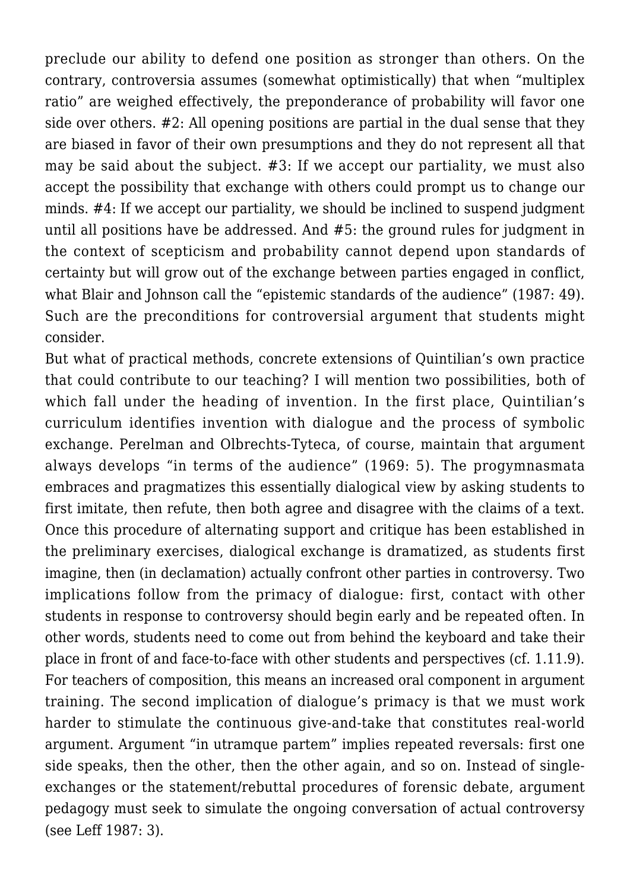preclude our ability to defend one position as stronger than others. On the contrary, controversia assumes (somewhat optimistically) that when "multiplex ratio" are weighed effectively, the preponderance of probability will favor one side over others. #2: All opening positions are partial in the dual sense that they are biased in favor of their own presumptions and they do not represent all that may be said about the subject. #3: If we accept our partiality, we must also accept the possibility that exchange with others could prompt us to change our minds. #4: If we accept our partiality, we should be inclined to suspend judgment until all positions have be addressed. And #5: the ground rules for judgment in the context of scepticism and probability cannot depend upon standards of certainty but will grow out of the exchange between parties engaged in conflict, what Blair and Johnson call the "epistemic standards of the audience" (1987: 49). Such are the preconditions for controversial argument that students might consider.

But what of practical methods, concrete extensions of Quintilian's own practice that could contribute to our teaching? I will mention two possibilities, both of which fall under the heading of invention. In the first place, Quintilian's curriculum identifies invention with dialogue and the process of symbolic exchange. Perelman and Olbrechts-Tyteca, of course, maintain that argument always develops "in terms of the audience" (1969: 5). The progymnasmata embraces and pragmatizes this essentially dialogical view by asking students to first imitate, then refute, then both agree and disagree with the claims of a text. Once this procedure of alternating support and critique has been established in the preliminary exercises, dialogical exchange is dramatized, as students first imagine, then (in declamation) actually confront other parties in controversy. Two implications follow from the primacy of dialogue: first, contact with other students in response to controversy should begin early and be repeated often. In other words, students need to come out from behind the keyboard and take their place in front of and face-to-face with other students and perspectives (cf. 1.11.9). For teachers of composition, this means an increased oral component in argument training. The second implication of dialogue's primacy is that we must work harder to stimulate the continuous give-and-take that constitutes real-world argument. Argument "in utramque partem" implies repeated reversals: first one side speaks, then the other, then the other again, and so on. Instead of single-exchanges or the statement/rebuttal procedures of forensic debate, argument pedagogy must seek to simulate the ongoing conversation of actual controversy (see Leff 1987: 3).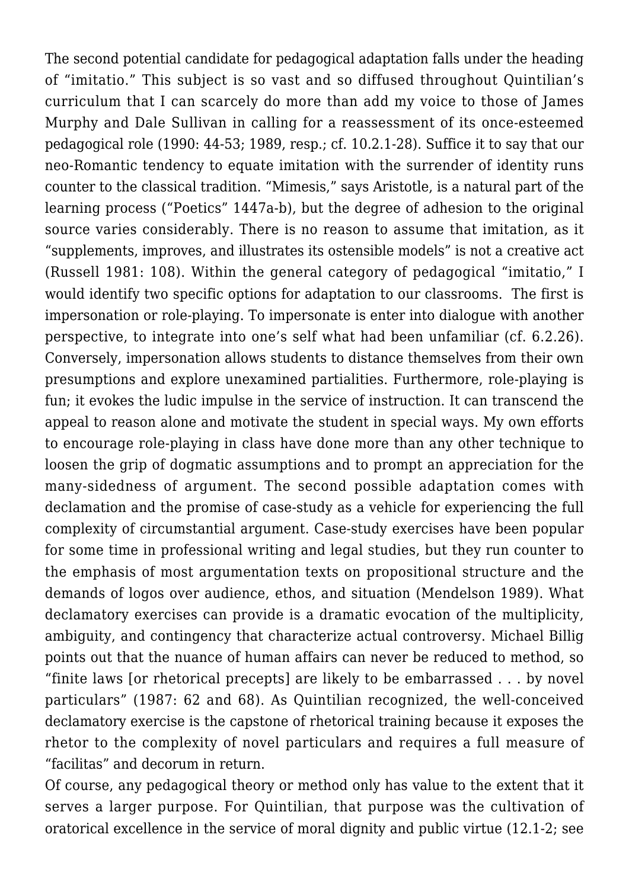The second potential candidate for pedagogical adaptation falls under the heading of “imitatio.” This subject is so vast and so diffused throughout Quintilian’s curriculum that I can scarcely do more than add my voice to those of James Murphy and Dale Sullivan in calling for a reassessment of its once-esteemed pedagogical role (1990: 44-53; 1989, resp.; cf. 10.2.1-28). Suffice it to say that our neo-Romantic tendency to equate imitation with the surrender of identity runs counter to the classical tradition. “Mimesis,” says Aristotle, is a natural part of the learning process (“Poetics” 1447a-b), but the degree of adhesion to the original source varies considerably. There is no reason to assume that imitation, as it “supplements, improves, and illustrates its ostensible models” is not a creative act (Russell 1981: 108). Within the general category of pedagogical “imitatio,” I would identify two specific options for adaptation to our classrooms. The first is impersonation or role-playing. To impersonate is enter into dialogue with another perspective, to integrate into one’s self what had been unfamiliar (cf. 6.2.26). Conversely, impersonation allows students to distance themselves from their own presumptions and explore unexamined partialities. Furthermore, role-playing is fun; it evokes the ludic impulse in the service of instruction. It can transcend the appeal to reason alone and motivate the student in special ways. My own efforts to encourage role-playing in class have done more than any other technique to loosen the grip of dogmatic assumptions and to prompt an appreciation for the many-sidedness of argument. The second possible adaptation comes with declamation and the promise of case-study as a vehicle for experiencing the full complexity of circumstantial argument. Case-study exercises have been popular for some time in professional writing and legal studies, but they run counter to the emphasis of most argumentation texts on propositional structure and the demands of logos over audience, ethos, and situation (Mendelson 1989). What declamatory exercises can provide is a dramatic evocation of the multiplicity, ambiguity, and contingency that characterize actual controversy. Michael Billig points out that the nuance of human affairs can never be reduced to method, so “finite laws [or rhetorical precepts] are likely to be embarrassed . . . by novel particulars” (1987: 62 and 68). As Quintilian recognized, the well-conceived declamatory exercise is the capstone of rhetorical training because it exposes the rhetor to the complexity of novel particulars and requires a full measure of “facilitas” and decorum in return.

Of course, any pedagogical theory or method only has value to the extent that it serves a larger purpose. For Quintilian, that purpose was the cultivation of oratorical excellence in the service of moral dignity and public virtue (12.1-2; see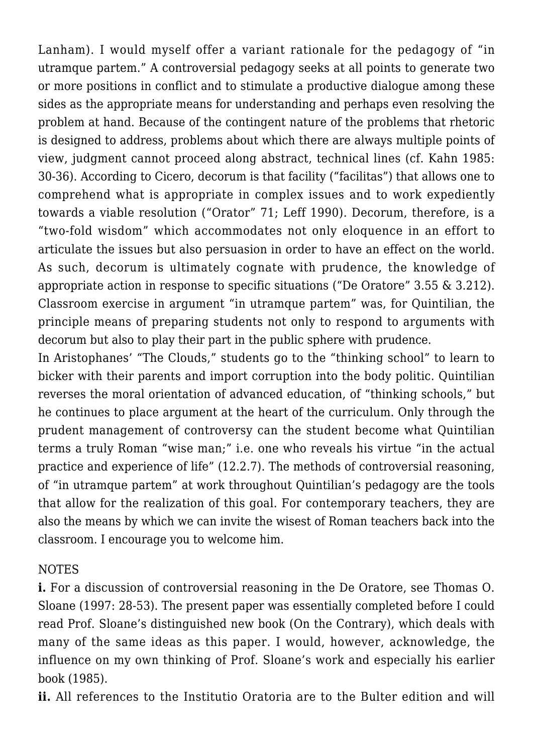Lanham). I would myself offer a variant rationale for the pedagogy of "in utramque partem." A controversial pedagogy seeks at all points to generate two or more positions in conflict and to stimulate a productive dialogue among these sides as the appropriate means for understanding and perhaps even resolving the problem at hand. Because of the contingent nature of the problems that rhetoric is designed to address, problems about which there are always multiple points of view, judgment cannot proceed along abstract, technical lines (cf. Kahn 1985: 30-36). According to Cicero, decorum is that facility ("facilitas") that allows one to comprehend what is appropriate in complex issues and to work expediently towards a viable resolution ("Orator" 71; Leff 1990). Decorum, therefore, is a "two-fold wisdom" which accommodates not only eloquence in an effort to articulate the issues but also persuasion in order to have an effect on the world. As such, decorum is ultimately cognate with prudence, the knowledge of appropriate action in response to specific situations ("De Oratore" 3.55 & 3.212). Classroom exercise in argument "in utramque partem" was, for Quintilian, the principle means of preparing students not only to respond to arguments with decorum but also to play their part in the public sphere with prudence.

In Aristophanes' "The Clouds," students go to the "thinking school" to learn to bicker with their parents and import corruption into the body politic. Quintilian reverses the moral orientation of advanced education, of "thinking schools," but he continues to place argument at the heart of the curriculum. Only through the prudent management of controversy can the student become what Quintilian terms a truly Roman "wise man;" i.e. one who reveals his virtue "in the actual practice and experience of life" (12.2.7). The methods of controversial reasoning, of "in utramque partem" at work throughout Quintilian's pedagogy are the tools that allow for the realization of this goal. For contemporary teachers, they are also the means by which we can invite the wisest of Roman teachers back into the classroom. I encourage you to welcome him.

NOTES

**i.** For a discussion of controversial reasoning in the De Oratore, see Thomas O. Sloane (1997: 28-53). The present paper was essentially completed before I could read Prof. Sloane's distinguished new book (On the Contrary), which deals with many of the same ideas as this paper. I would, however, acknowledge, the influence on my own thinking of Prof. Sloane's work and especially his earlier book (1985).

**ii.** All references to the Institutio Oratoria are to the Bulter edition and will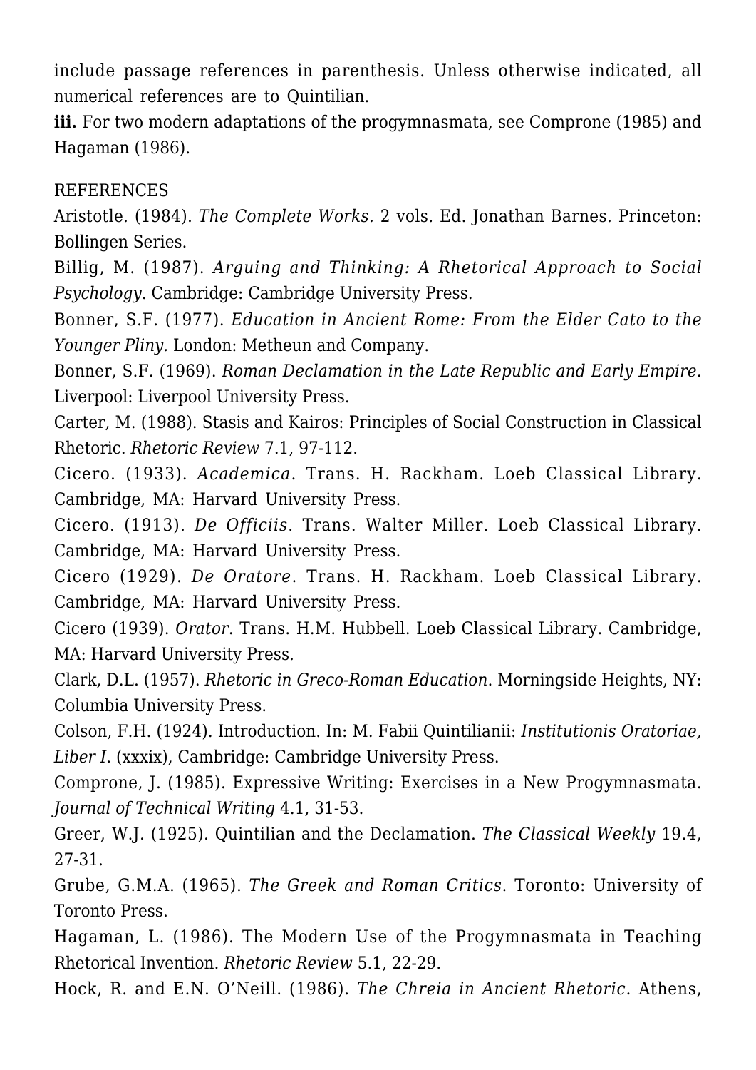include passage references in parenthesis. Unless otherwise indicated, all numerical references are to Quintilian.

**iii.** For two modern adaptations of the progymnasmata, see Comprone (1985) and Hagaman (1986).

REFERENCES

Aristotle. (1984). *The Complete Works.* 2 vols. Ed. Jonathan Barnes. Princeton: Bollingen Series.

Billig, M. (1987). *Arguing and Thinking: A Rhetorical Approach to Social Psychology*. Cambridge: Cambridge University Press.

Bonner, S.F. (1977). *Education in Ancient Rome: From the Elder Cato to the Younger Pliny.* London: Metheun and Company.

Bonner, S.F. (1969). *Roman Declamation in the Late Republic and Early Empire*. Liverpool: Liverpool University Press.

Carter, M. (1988). Stasis and Kairos: Principles of Social Construction in Classical Rhetoric. *Rhetoric Review* 7.1, 97-112.

Cicero. (1933). *Academica*. Trans. H. Rackham. Loeb Classical Library. Cambridge, MA: Harvard University Press.

Cicero. (1913). *De Officiis*. Trans. Walter Miller. Loeb Classical Library. Cambridge, MA: Harvard University Press.

Cicero (1929). *De Oratore*. Trans. H. Rackham. Loeb Classical Library. Cambridge, MA: Harvard University Press.

Cicero (1939). *Orator*. Trans. H.M. Hubbell. Loeb Classical Library. Cambridge, MA: Harvard University Press.

Clark, D.L. (1957). *Rhetoric in Greco-Roman Education*. Morningside Heights, NY: Columbia University Press.

Colson, F.H. (1924). Introduction. In: M. Fabii Quintilianii: *Institutionis Oratoriae, Liber I*. (xxxix), Cambridge: Cambridge University Press.

Comprone, J. (1985). Expressive Writing: Exercises in a New Progymnasmata. *Journal of Technical Writing* 4.1, 31-53.

Greer, W.J. (1925). Quintilian and the Declamation. *The Classical Weekly* 19.4, 27-31.

Grube, G.M.A. (1965). *The Greek and Roman Critics*. Toronto: University of Toronto Press.

Hagaman, L. (1986). The Modern Use of the Progymnasmata in Teaching Rhetorical Invention. *Rhetoric Review* 5.1, 22-29.

Hock, R. and E.N. O'Neill. (1986). *The Chreia in Ancient Rhetoric*. Athens,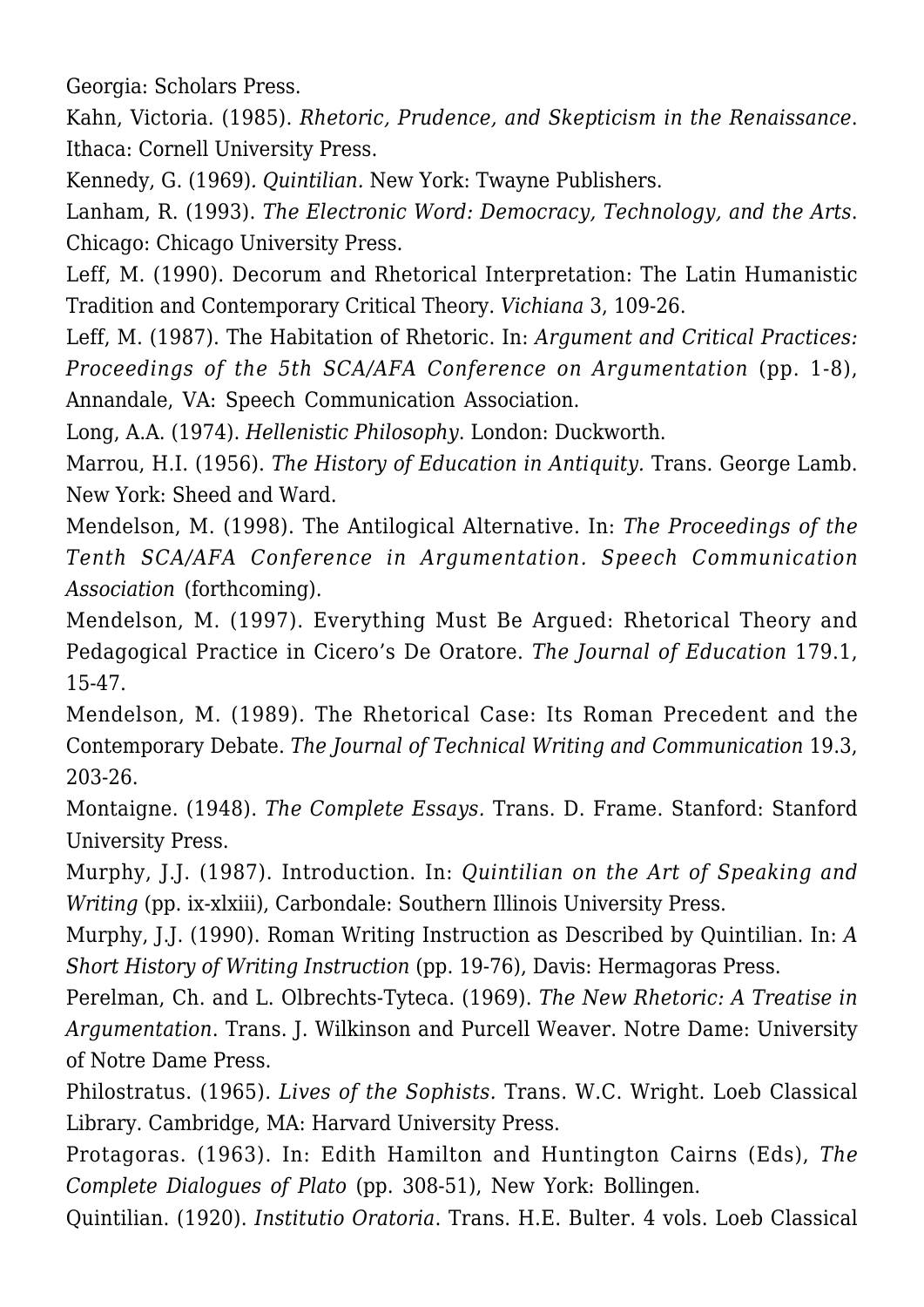Georgia: Scholars Press.

Kahn, Victoria. (1985). *Rhetoric, Prudence, and Skepticism in the Renaissance*. Ithaca: Cornell University Press.

Kennedy, G. (1969). *Quintilian.* New York: Twayne Publishers.

Lanham, R. (1993). *The Electronic Word: Democracy, Technology, and the Arts*. Chicago: Chicago University Press.

Leff, M. (1990). Decorum and Rhetorical Interpretation: The Latin Humanistic Tradition and Contemporary Critical Theory. *Vichiana* 3, 109-26.

Leff, M. (1987). The Habitation of Rhetoric. In: *Argument and Critical Practices: Proceedings of the 5th SCA/AFA Conference on Argumentation* (pp. 1-8), Annandale, VA: Speech Communication Association.

Long, A.A. (1974). *Hellenistic Philosophy*. London: Duckworth.

Marrou, H.I. (1956). *The History of Education in Antiquity.* Trans. George Lamb. New York: Sheed and Ward.

Mendelson, M. (1998). The Antilogical Alternative. In: *The Proceedings of the Tenth SCA/AFA Conference in Argumentation. Speech Communication Association* (forthcoming).

Mendelson, M. (1997). Everything Must Be Argued: Rhetorical Theory and Pedagogical Practice in Cicero's De Oratore. *The Journal of Education* 179.1, 15-47.

Mendelson, M. (1989). The Rhetorical Case: Its Roman Precedent and the Contemporary Debate. *The Journal of Technical Writing and Communication* 19.3, 203-26.

Montaigne. (1948). *The Complete Essays.* Trans. D. Frame. Stanford: Stanford University Press.

Murphy, J.J. (1987). Introduction. In: *Quintilian on the Art of Speaking and Writing* (pp. ix-xlxiii), Carbondale: Southern Illinois University Press.

Murphy, J.J. (1990). Roman Writing Instruction as Described by Quintilian. In: *A Short History of Writing Instruction* (pp. 19-76), Davis: Hermagoras Press.

Perelman, Ch. and L. Olbrechts-Tyteca. (1969). *The New Rhetoric: A Treatise in Argumentation*. Trans. J. Wilkinson and Purcell Weaver. Notre Dame: University of Notre Dame Press.

Philostratus. (1965). *Lives of the Sophists.* Trans. W.C. Wright. Loeb Classical Library. Cambridge, MA: Harvard University Press.

Protagoras. (1963). In: Edith Hamilton and Huntington Cairns (Eds), *The Complete Dialogues of Plato* (pp. 308-51), New York: Bollingen.

Quintilian. (1920). *Institutio Oratoria*. Trans. H.E. Bulter. 4 vols. Loeb Classical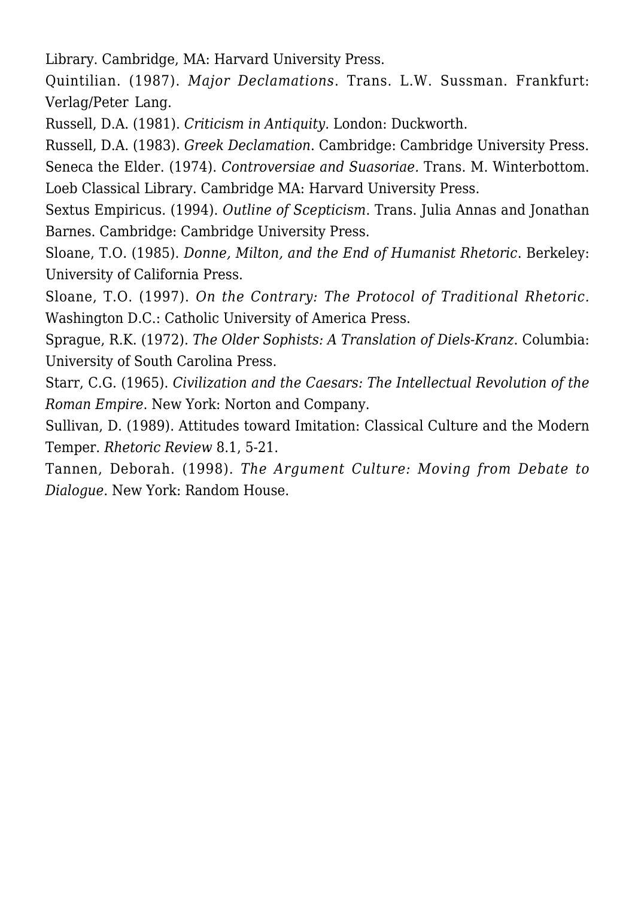Library. Cambridge, MA: Harvard University Press.

Quintilian. (1987). *Major Declamations*. Trans. L.W. Sussman. Frankfurt: Verlag/Peter Lang.

Russell, D.A. (1981). *Criticism in Antiquity.* London: Duckworth.

Russell, D.A. (1983). *Greek Declamation*. Cambridge: Cambridge University Press.

Seneca the Elder. (1974). *Controversiae and Suasoriae.* Trans. M. Winterbottom. Loeb Classical Library. Cambridge MA: Harvard University Press.

Sextus Empiricus. (1994). *Outline of Scepticism*. Trans. Julia Annas and Jonathan Barnes. Cambridge: Cambridge University Press.

Sloane, T.O. (1985). *Donne, Milton, and the End of Humanist Rhetoric*. Berkeley: University of California Press.

Sloane, T.O. (1997). *On the Contrary: The Protocol of Traditional Rhetoric.* Washington D.C.: Catholic University of America Press.

Sprague, R.K. (1972). *The Older Sophists: A Translation of Diels-Kranz*. Columbia: University of South Carolina Press.

Starr, C.G. (1965). *Civilization and the Caesars: The Intellectual Revolution of the Roman Empire*. New York: Norton and Company.

Sullivan, D. (1989). Attitudes toward Imitation: Classical Culture and the Modern Temper. *Rhetoric Review* 8.1, 5-21.

Tannen, Deborah. (1998). *The Argument Culture: Moving from Debate to Dialogue*. New York: Random House.